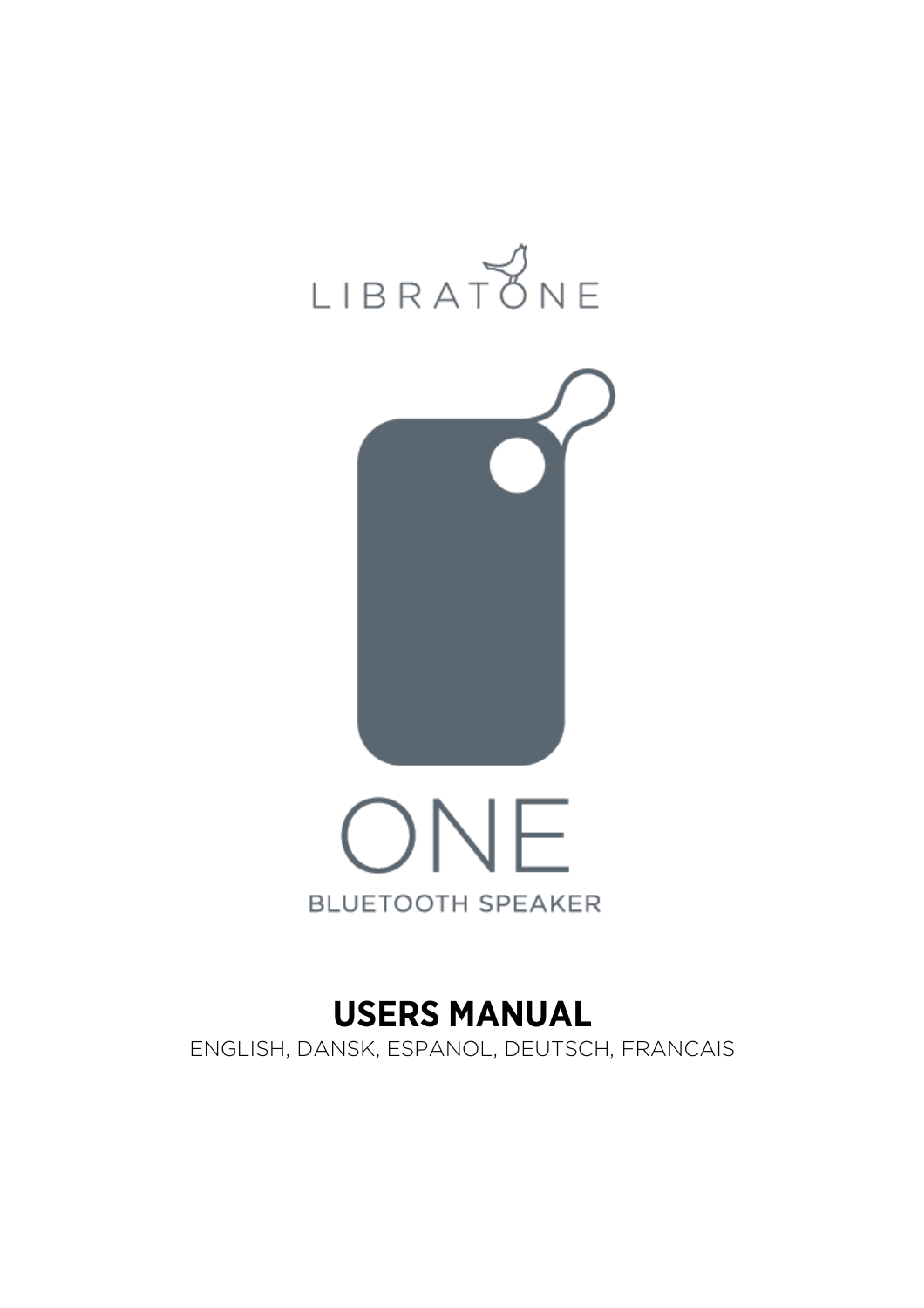LIBRATONE

ONE

BLUETOOTH SPEAKER

# USERS MANUAL

ENGLISH, DANSK, ESPANOL, DEUTSCH, FRANCAIS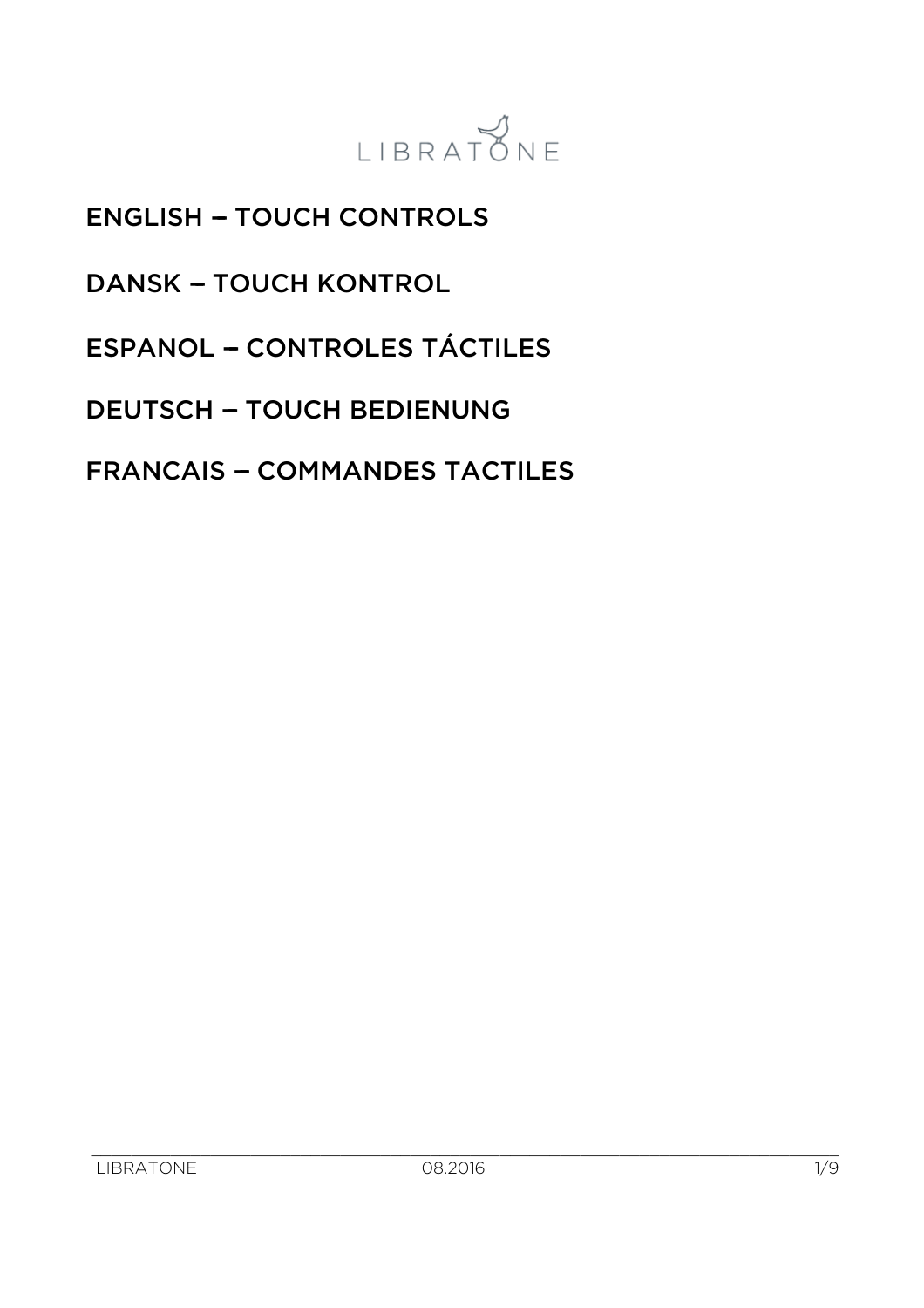LIBRATONE

ENGLISH – TOUCH CONTROLS

DANSK – TOUCH KONTROL

ESPANOL – CONTROLES TÁCTILES

DEUTSCH – TOUCH BEDIENUNG

FRANCAIS – COMMANDES TACTILES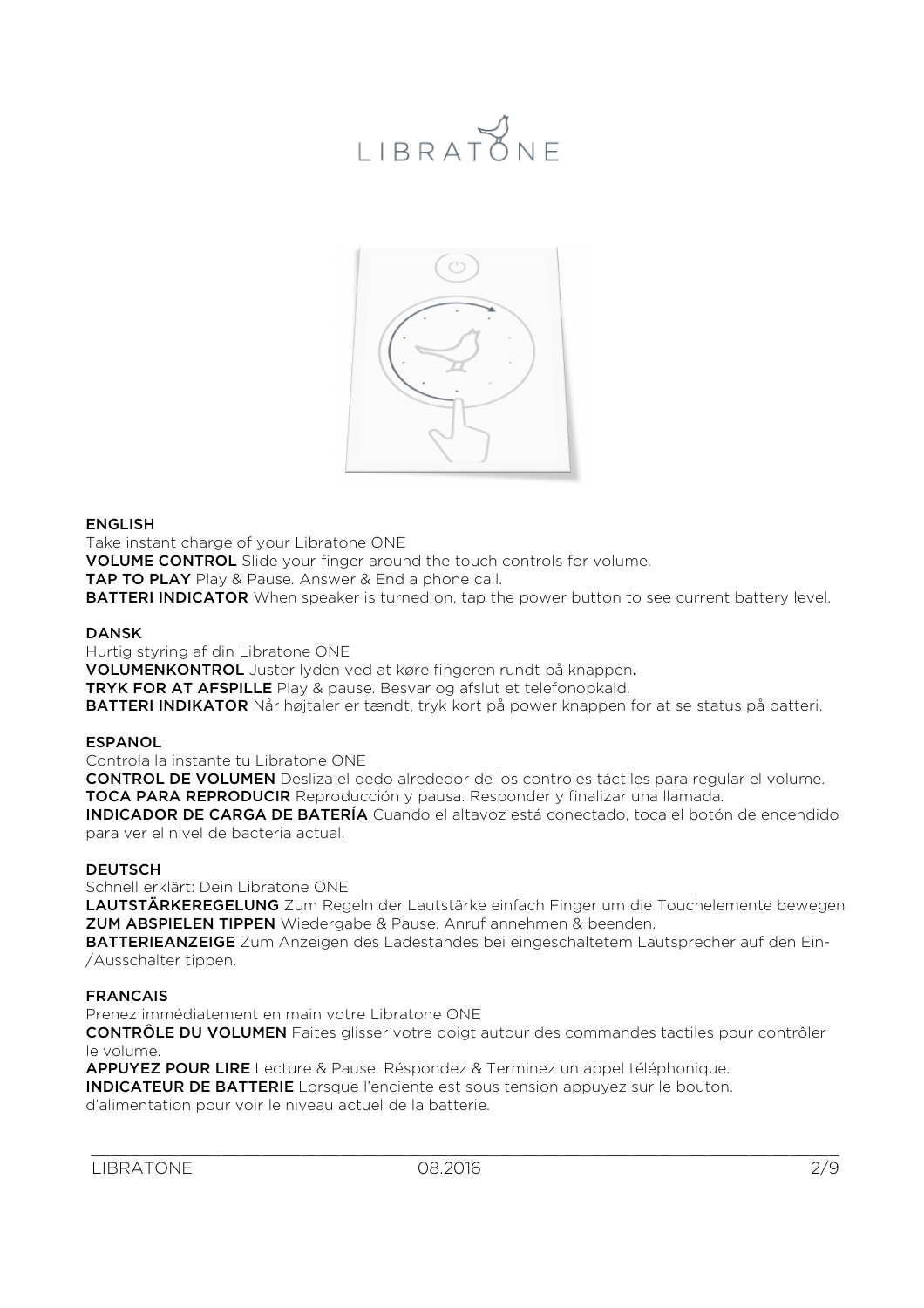LIBRATONE

## ENGLISH

Take instant charge of your Libratone ONE

**VOLUME CONTROL** Slide your finger around the touch controls for volume.

**TAP TO PLAY** Play & Pause. Answer & End a phone call.

**BATTERI INDICATOR** When speaker is turned on, tap the power button to see current battery level.

## DANSK

Hurtig styring af din Libratone ONE

**VOLUMENKONTROL** Juster lyden ved at køre fingeren rundt på knappen**.**

**TRYK FOR AT AFSPILLE** Play & pause. Besvar og afslut et telefonopkald.

**BATTERI INDIKATOR** Når højtaler er tændt, tryk kort på power knappen for at se status på batteri.

## ESPANOL

Controla la instante tu Libratone ONE

**CONTROL DE VOLUMEN** Desliza el dedo alrededor de los controles táctiles para regular el volume.

**TOCA PARA REPRODUCIR** Reproducción y pausa. Responder y finalizar una llamada.

**INDICADOR DE CARGA DE BATERÍA** Cuando el altavoz está conectado, toca el botón de encendido para ver el nivel de bacteria actual.

## DEUTSCH

Schnell erklärt: Dein Libratone ONE

**LAUTSTÄRKEREGELUNG** Zum Regeln der Lautstärke einfach Finger um die Touchelemente bewegen

**ZUM ABSPIELEN TIPPEN** Wiedergabe & Pause. Anruf annehmen & beenden.

**BATTERIEANZEIGE** Zum Anzeigen des Ladestandes bei eingeschaltetem Lautsprecher auf den Ein-/Ausschalter tippen.

## FRANCAIS

Prenez immédiatement en main votre Libratone ONE

**CONTRÔLE DU VOLUMEN** Faites glisser votre doigt autour des commandes tactiles pour contrôler le volume.

**APPUYEZ POUR LIRE** Lecture & Pause. Réspondez & Terminez un appel téléphonique.

**INDICATEUR DE BATTERIE** Lorsque l'enciente est sous tension appuyez sur le bouton. d'alimentation pour voir le niveau actuel de la batterie.

LIBRATONE 08.2016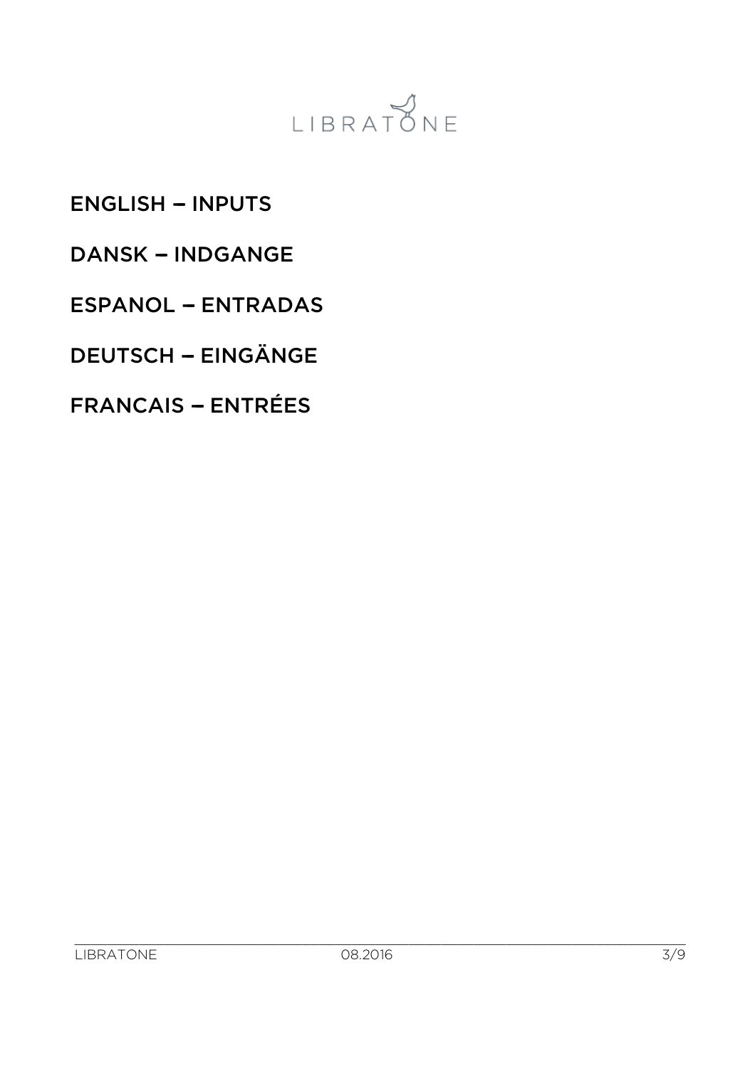LIBRATONE

ENGLISH – INPUTS

DANSK – INDGANGE

ESPANOL – ENTRADAS

DEUTSCH – EINGÄNGE

FRANCAIS – ENTRÉES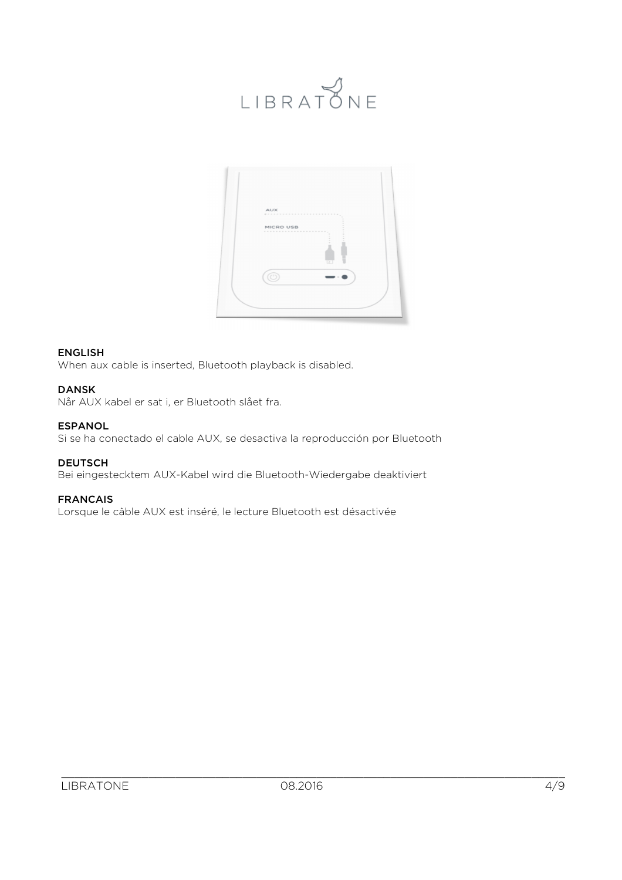**ENGLISH**
When aux cable is inserted, Bluetooth playback is disabled.

**DANSK**
Når AUX kabel er sat i, er Bluetooth slået fra.

**ESPANOL**
Si se ha conectado el cable AUX, se desactiva la reproducción por Bluetooth

**DEUTSCH**
Bei eingestecktem AUX-Kabel wird die Bluetooth-Wiedergabe deaktiviert

**FRANCAIS**
Lorsque le câble AUX est inséré, le lecture Bluetooth est désactivée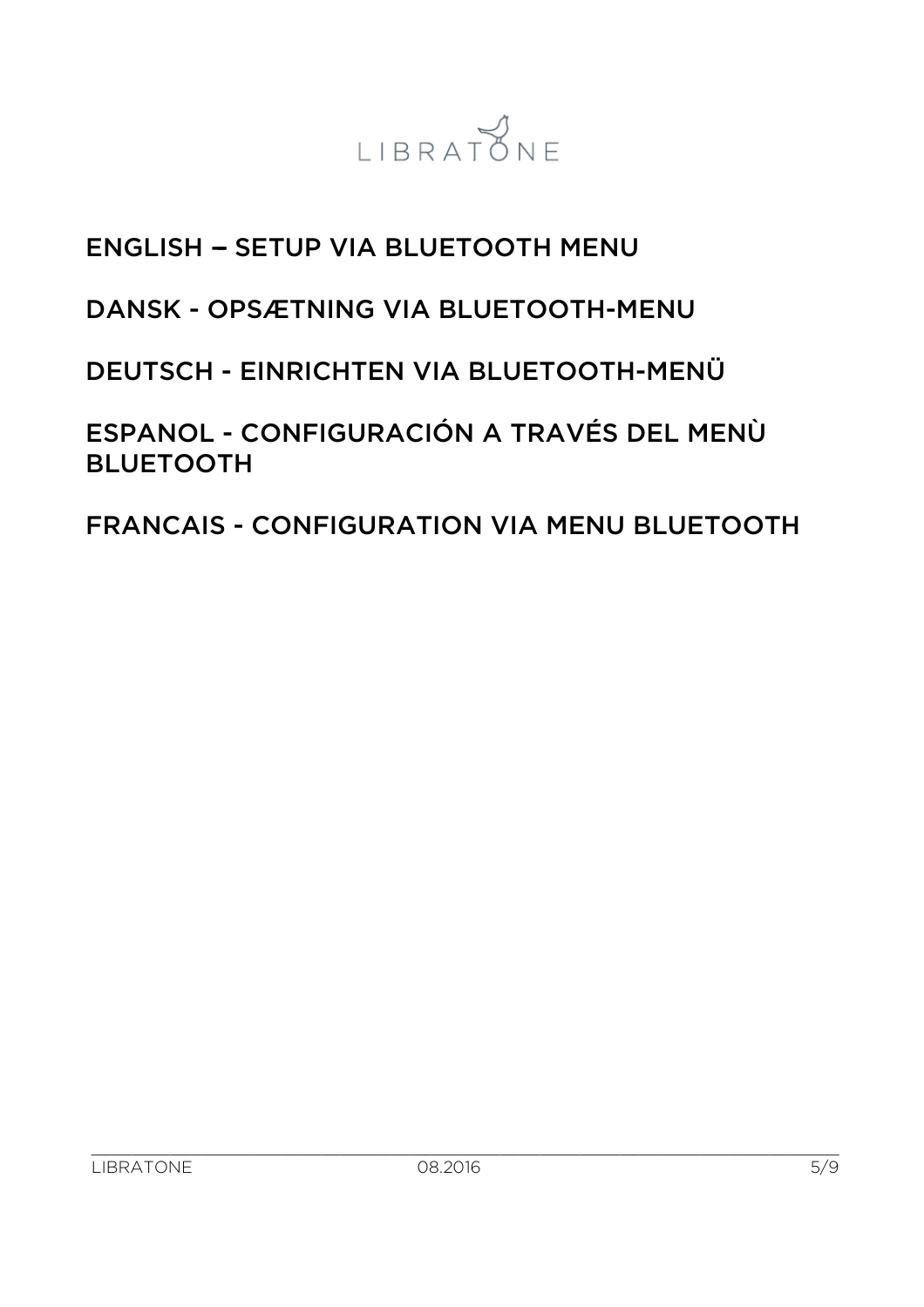## ENGLISH – SETUP VIA BLUETOOTH MENU

## DANSK - OPSÆTNING VIA BLUETOOTH-MENU

## DEUTSCH - EINRICHTEN VIA BLUETOOTH-MENÜ

## ESPANOL - CONFIGURACIÓN A TRAVÉS DEL MENÙ BLUETOOTH

## FRANCAIS - CONFIGURATION VIA MENU BLUETOOTH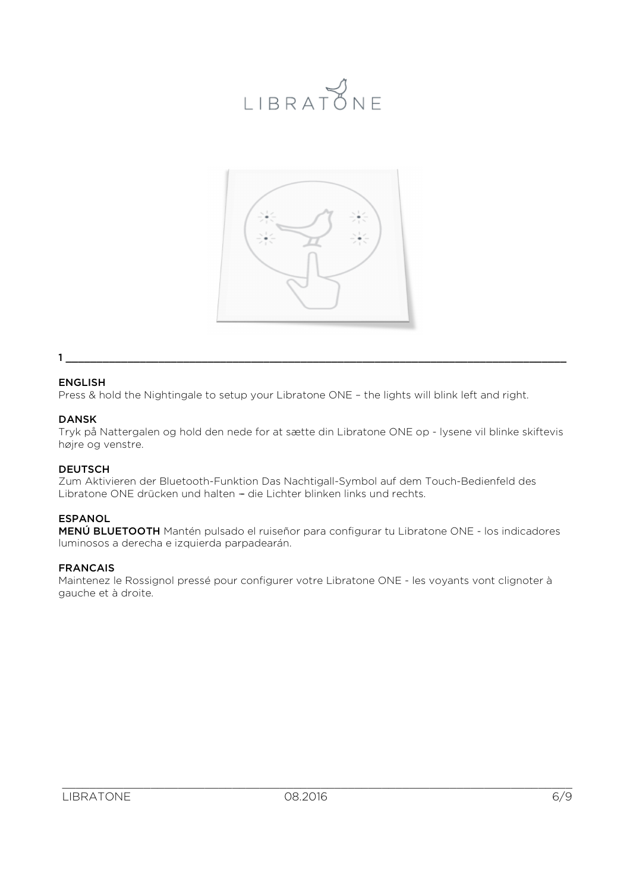1

**ENGLISH**

Press & hold the Nightingale to setup your Libratone ONE – the lights will blink left and right.

**DANSK**

Tryk på Nattergalen og hold den nede for at sætte din Libratone ONE op - lysene vil blinke skiftevis højre og venstre.

**DEUTSCH**

Zum Aktivieren der Bluetooth-Funktion Das Nachtigall-Symbol auf dem Touch-Bedienfeld des Libratone ONE drücken und halten – die Lichter blinken links und rechts.

**ESPANOL**

**MENÚ BLUETOOTH** Mantén pulsado el ruiseñor para configurar tu Libratone ONE - los indicadores luminosos a derecha e izquierda parpadearán.

**FRANCAIS**

Maintenez le Rossignol pressé pour configurer votre Libratone ONE - les voyants vont clignoter à gauche et à droite.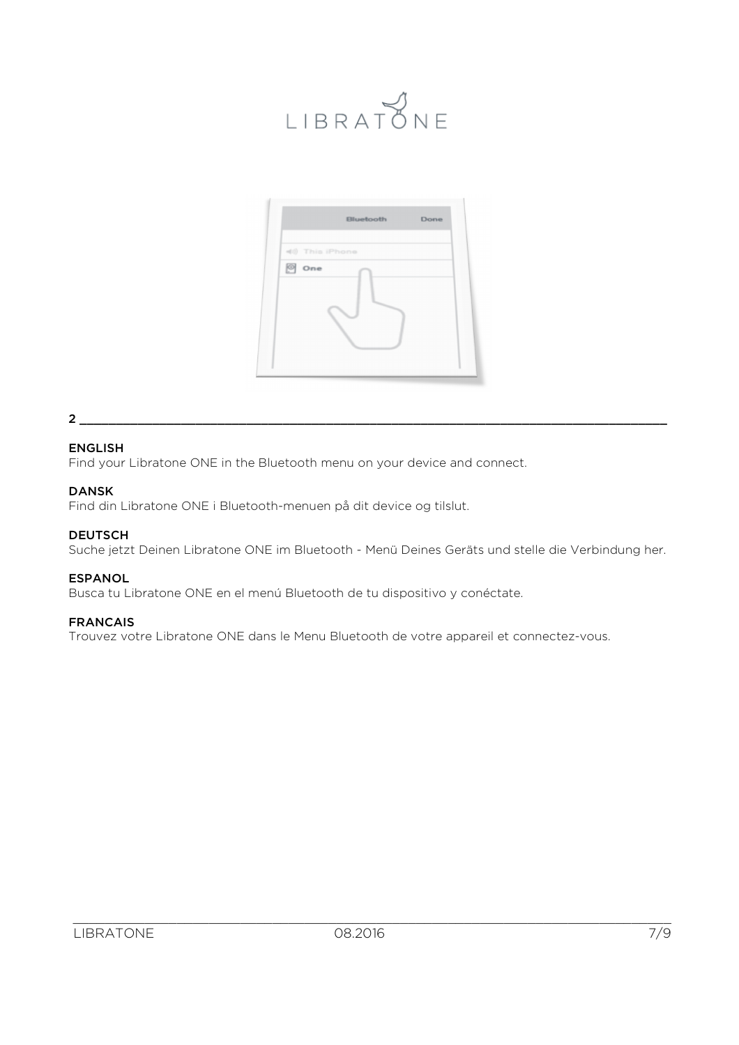## 2

**ENGLISH**
Find your Libratone ONE in the Bluetooth menu on your device and connect.

**DANSK**
Find din Libratone ONE i Bluetooth-menuen på dit device og tilslut.

**DEUTSCH**
Suche jetzt Deinen Libratone ONE im Bluetooth - Menü Deines Geräts und stelle die Verbindung her.

**ESPANOL**
Busca tu Libratone ONE en el menú Bluetooth de tu dispositivo y conéctate.

**FRANCAIS**
Trouvez votre Libratone ONE dans le Menu Bluetooth de votre appareil et connectez-vous.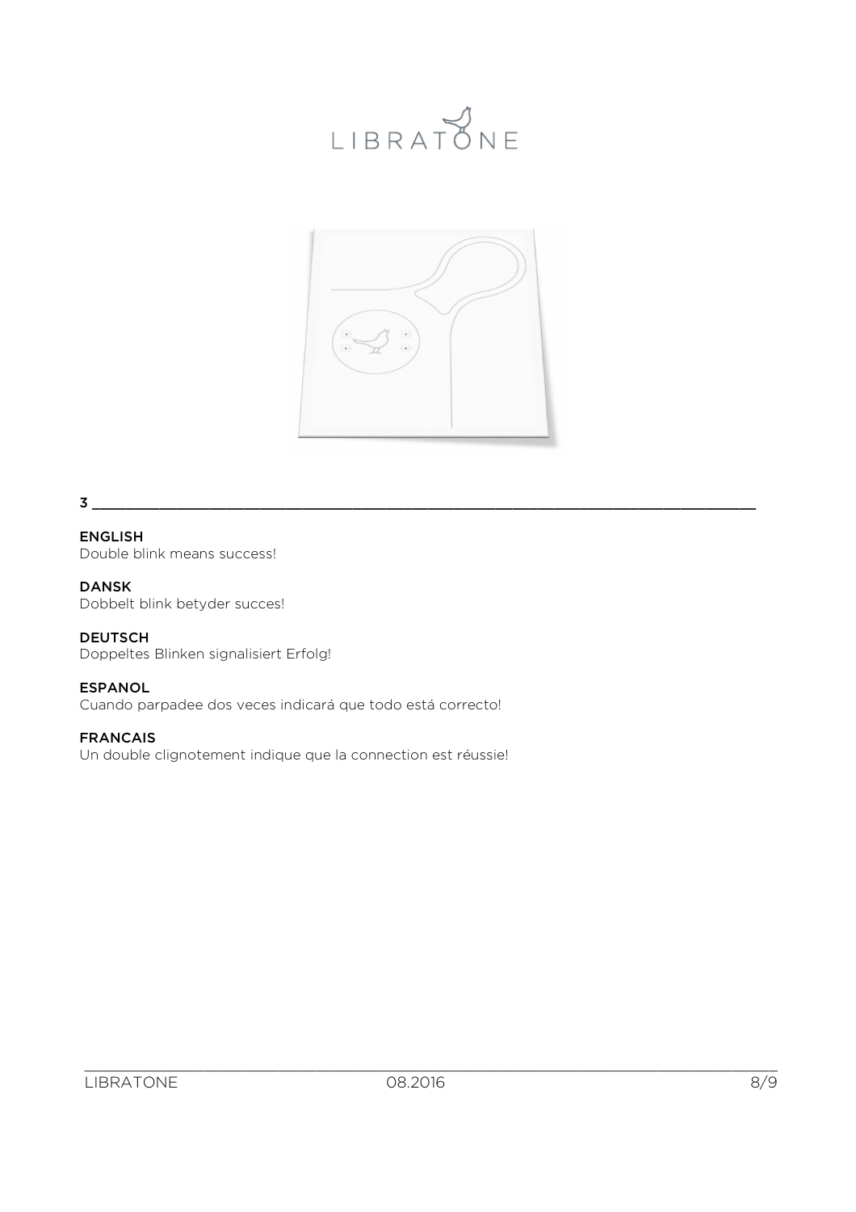3

**ENGLISH**
Double blink means success!

**DANSK**
Dobbelt blink betyder succes!

**DEUTSCH**
Doppeltes Blinken signalisiert Erfolg!

**ESPANOL**
Cuando parpadee dos veces indicará que todo está correcto!

**FRANCAIS**
Un double clignotement indique que la connection est réussie!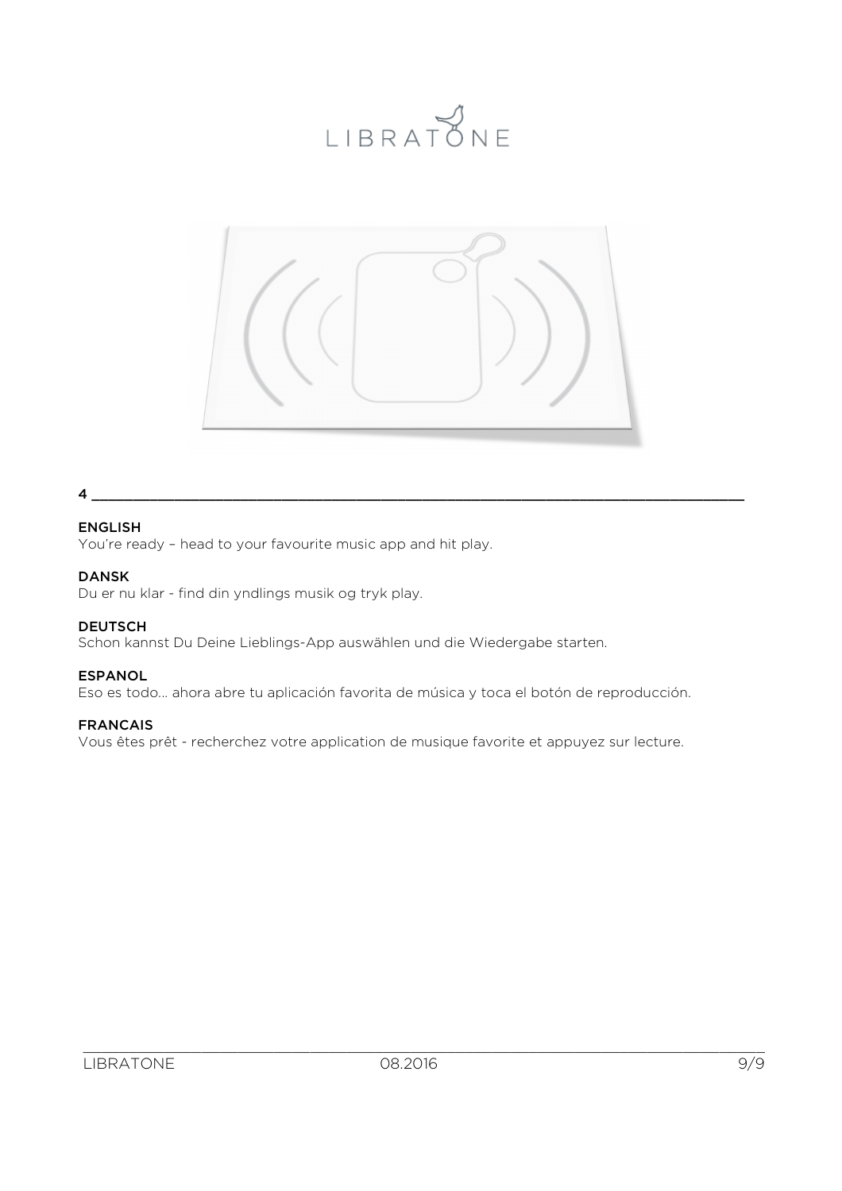LIBRATONE

## 4

### ENGLISH
You're ready – head to your favourite music app and hit play.

### DANSK
Du er nu klar - find din yndlings musik og tryk play.

### DEUTSCH
Schon kannst Du Deine Lieblings-App auswählen und die Wiedergabe starten.

### ESPANOL
Eso es todo... ahora abre tu aplicación favorita de música y toca el botón de reproducción.

### FRANCAIS
Vous êtes prêt - recherchez votre application de musique favorite et appuyez sur lecture.